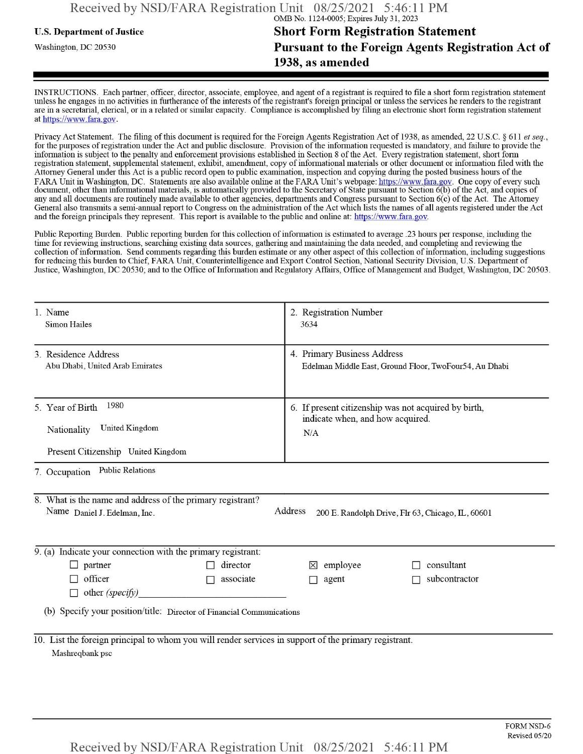OMB No. 1124-0005; Expires July 31, 2023

**U.S. Department of Justice**

Washington, DC 20530

# Short Form Registration Statement Pursuant to the Foreign Agents Registration Act of 1938, as amended

INSTRUCTIONS. Each partner, officer, director, associate, employee, and agent of a registrant is required to file a short form registration statement unless he engages in no activities in furtherance of the interests of the registrant's foreign principal or unless the services he renders to the registrant are in a secretarial, clerical, or in a related or similar capacity. Compliance is accomplished by filing an electronic short form registration statement at https://www.fara.gov.

Privacy Act Statement. The filing of this document is required for the Foreign Agents Registration Act of 1938, as amended, 22 U.S.C. § 611 *et seq.*, for the purposes of registration under the Act and public disclosure. Provision of the information requested is mandatory, and failure to provide the information is subject to the penalty and enforcement provisions established in Section 8 of the Act. Every registration statement, short form registration statement, supplemental statement, exhibit, amendment, copy of informational materials or other document or information filed with the Attorney General under this Act is a public record open to public examination, inspection and copying during the posted business hours of the FARA Unit in Washington, DC. Statements are also available online at the FARA Unit's webpage: https://www.fara.gov. One copy of every such document, other than informational materials, is automatically provided to the Secretary of State pursuant to Section 6(b) of the Act, and copies of any and all documents are routinely made available to other agencies, departments and Congress pursuant to Section 6(c) of the Act. The Attorney General also transmits a semi-annual report to Congress on the administration of the Act which lists the names of all agents registered under the Act and the foreign principals they represent. This report is available to the public and online at: https://www.fara.gov.

Public Reporting Burden. Public reporting burden for this collection of information is estimated to average .23 hours per response, including the time for reviewing instructions, searching existing data sources, gathering and maintaining the data needed, and completing and reviewing the collection of information. Send comments regarding this burden estimate or any other aspect of this collection of information, including suggestions for reducing this burden to Chief, FARA Unit, Counterintelligence and Export Control Section, National Security Division, U.S. Department of Justice, Washington, DC 20530; and to the Office of Information and Regulatory Affairs, Office of Management and Budget, Washington, DC 20503.

| | |
|---|---|
| 1. Name<br>Simon Hailes | 2. Registration Number<br>3634 |
| 3. Residence Address<br>Abu Dhabi, United Arab Emirates | 4. Primary Business Address<br>Edelman Middle East, Ground Floor, TwoFour54, Au Dhabi |
| 5. Year of Birth 1980<br>Nationality United Kingdom<br>Present Citizenship United Kingdom | 6. If present citizenship was not acquired by birth, indicate when, and how acquired.<br>N/A |

7. Occupation Public Relations

8. What is the name and address of the primary registrant?
Name Daniel J. Edelman, Inc. Address 200 E. Randolph Drive, Flr 63, Chicago, IL, 60601

9. (a) Indicate your connection with the primary registrant:

- ☐ partner
- ☐ director
- ☒ employee
- ☐ consultant
- ☐ officer
- ☐ associate
- ☐ agent
- ☐ subcontractor
- ☐ other *(specify)* ____________

(b) Specify your position/title: Director of Financial Communications

10. List the foreign principal to whom you will render services in support of the primary registrant.
Mashreqbank psc

FORM NSD-6
Revised 05/20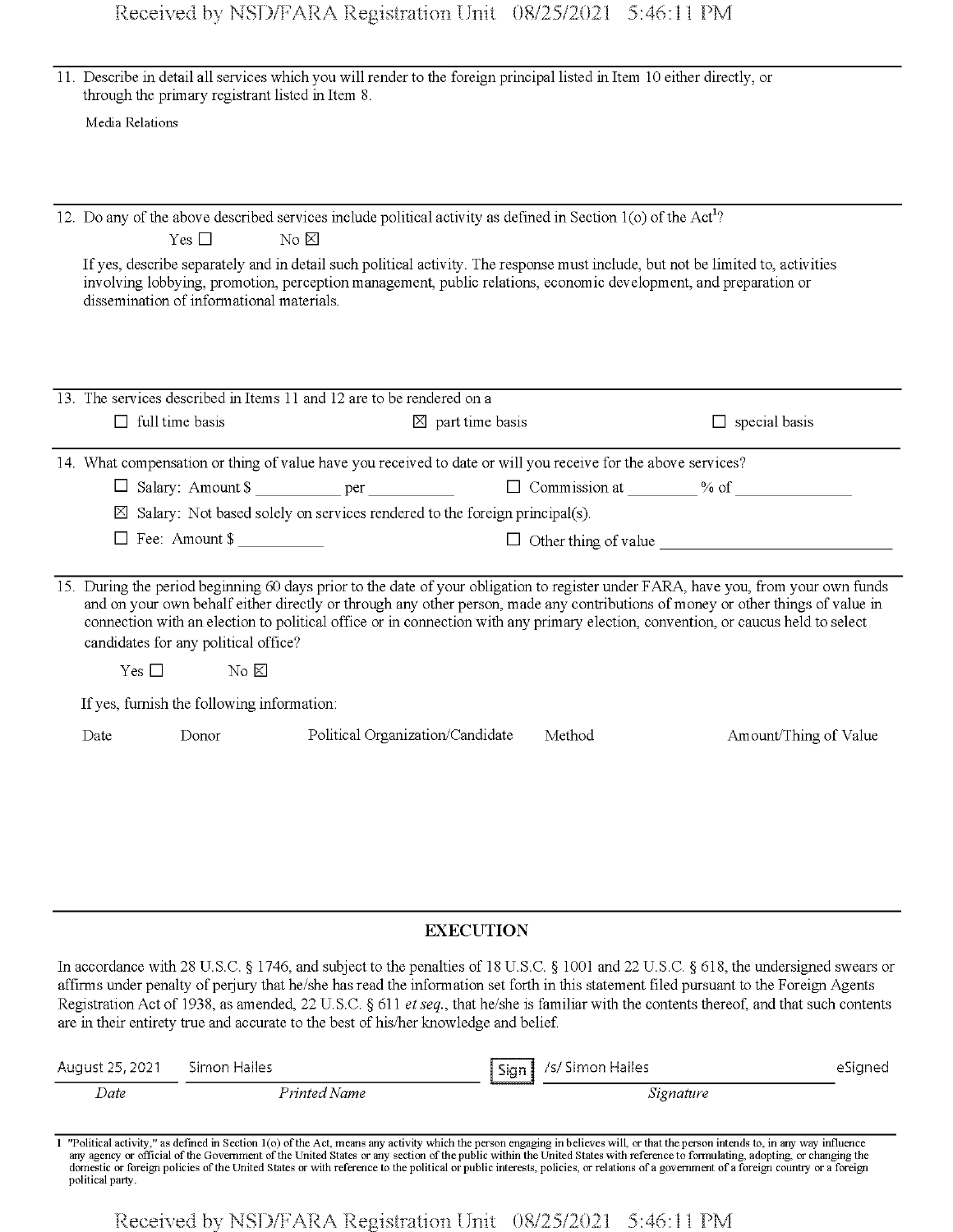11. Describe in detail all services which you will render to the foreign principal listed in Item 10 either directly, or through the primary registrant listed in Item 8.

Media Relations

12. Do any of the above described services include political activity as defined in Section 1(o) of the Act[1]?

Yes ☐ No ☒

If yes, describe separately and in detail such political activity. The response must include, but not be limited to, activities involving lobbying, promotion, perception management, public relations, economic development, and preparation or dissemination of informational materials.

13. The services described in Items 11 and 12 are to be rendered on a

☐ full time basis ☒ part time basis ☐ special basis

14. What compensation or thing of value have you received to date or will you receive for the above services?

☐ Salary: Amount $ __________ per __________ ☐ Commission at ________ % of ______________

☒ Salary: Not based solely on services rendered to the foreign principal(s).

☐ Fee: Amount $ __________ ☐ Other thing of value ____________________________

15. During the period beginning 60 days prior to the date of your obligation to register under FARA, have you, from your own funds and on your own behalf either directly or through any other person, made any contributions of money or other things of value in connection with an election to political office or in connection with any primary election, convention, or caucus held to select candidates for any political office?

Yes ☐ No ☒

If yes, furnish the following information:

| Date | Donor | Political Organization/Candidate | Method | Amount/Thing of Value |
|---|---|---|---|---|

## EXECUTION

In accordance with 28 U.S.C. § 1746, and subject to the penalties of 18 U.S.C. § 1001 and 22 U.S.C. § 618, the undersigned swears or affirms under penalty of perjury that he/she has read the information set forth in this statement filed pursuant to the Foreign Agents Registration Act of 1938, as amended, 22 U.S.C. § 611 *et seq.*, that he/she is familiar with the contents thereof, and that such contents are in their entirety true and accurate to the best of his/her knowledge and belief.

| August 25, 2021 | Simon Hailes | /s/ Simon Hailes | eSigned |
|---|---|---|---|
| *Date* | *Printed Name* | *Signature* | |

1 "Political activity," as defined in Section 1(o) of the Act, means any activity which the person engaging in believes will, or that the person intends to, in any way influence any agency or official of the Government of the United States or any section of the public within the United States with reference to formulating, adopting, or changing the domestic or foreign policies of the United States or with reference to the political or public interests, policies, or relations of a government of a foreign country or a foreign political party.